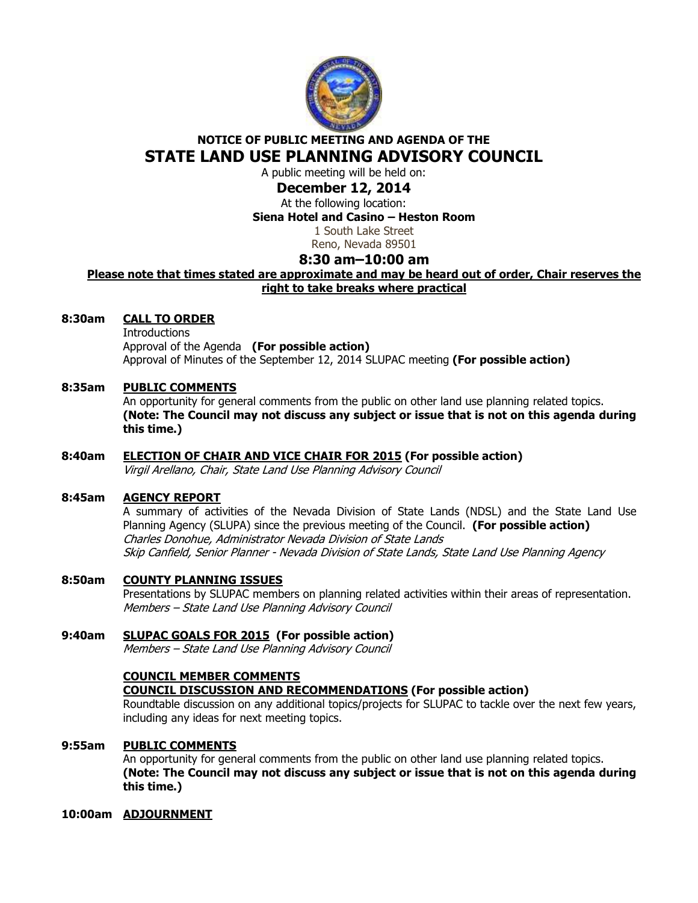**NOTICE OF PUBLIC MEETING AND AGENDA OF THE**

# STATE LAND USE PLANNING ADVISORY COUNCIL

A public meeting will be held on:

## December 12, 2014

At the following location:

**Siena Hotel and Casino – Heston Room**

1 South Lake Street
Reno, Nevada 89501

## 8:30 am–10:00 am

**Please note that times stated are approximate and may be heard out of order, Chair reserves the right to take breaks where practical**

**8:30am CALL TO ORDER**

Introductions
Approval of the Agenda **(For possible action)**
Approval of Minutes of the September 12, 2014 SLUPAC meeting **(For possible action)**

**8:35am PUBLIC COMMENTS**

An opportunity for general comments from the public on other land use planning related topics. **(Note: The Council may not discuss any subject or issue that is not on this agenda during this time.)**

**8:40am ELECTION OF CHAIR AND VICE CHAIR FOR 2015 (For possible action)**

*Virgil Arellano, Chair, State Land Use Planning Advisory Council*

**8:45am AGENCY REPORT**

A summary of activities of the Nevada Division of State Lands (NDSL) and the State Land Use Planning Agency (SLUPA) since the previous meeting of the Council. **(For possible action)**
*Charles Donohue, Administrator Nevada Division of State Lands*
*Skip Canfield, Senior Planner - Nevada Division of State Lands, State Land Use Planning Agency*

**8:50am COUNTY PLANNING ISSUES**

Presentations by SLUPAC members on planning related activities within their areas of representation.
*Members – State Land Use Planning Advisory Council*

**9:40am SLUPAC GOALS FOR 2015 (For possible action)**

*Members – State Land Use Planning Advisory Council*

**COUNCIL MEMBER COMMENTS**

**COUNCIL DISCUSSION AND RECOMMENDATIONS (For possible action)**

Roundtable discussion on any additional topics/projects for SLUPAC to tackle over the next few years, including any ideas for next meeting topics.

**9:55am PUBLIC COMMENTS**

An opportunity for general comments from the public on other land use planning related topics. **(Note: The Council may not discuss any subject or issue that is not on this agenda during this time.)**

**10:00am ADJOURNMENT**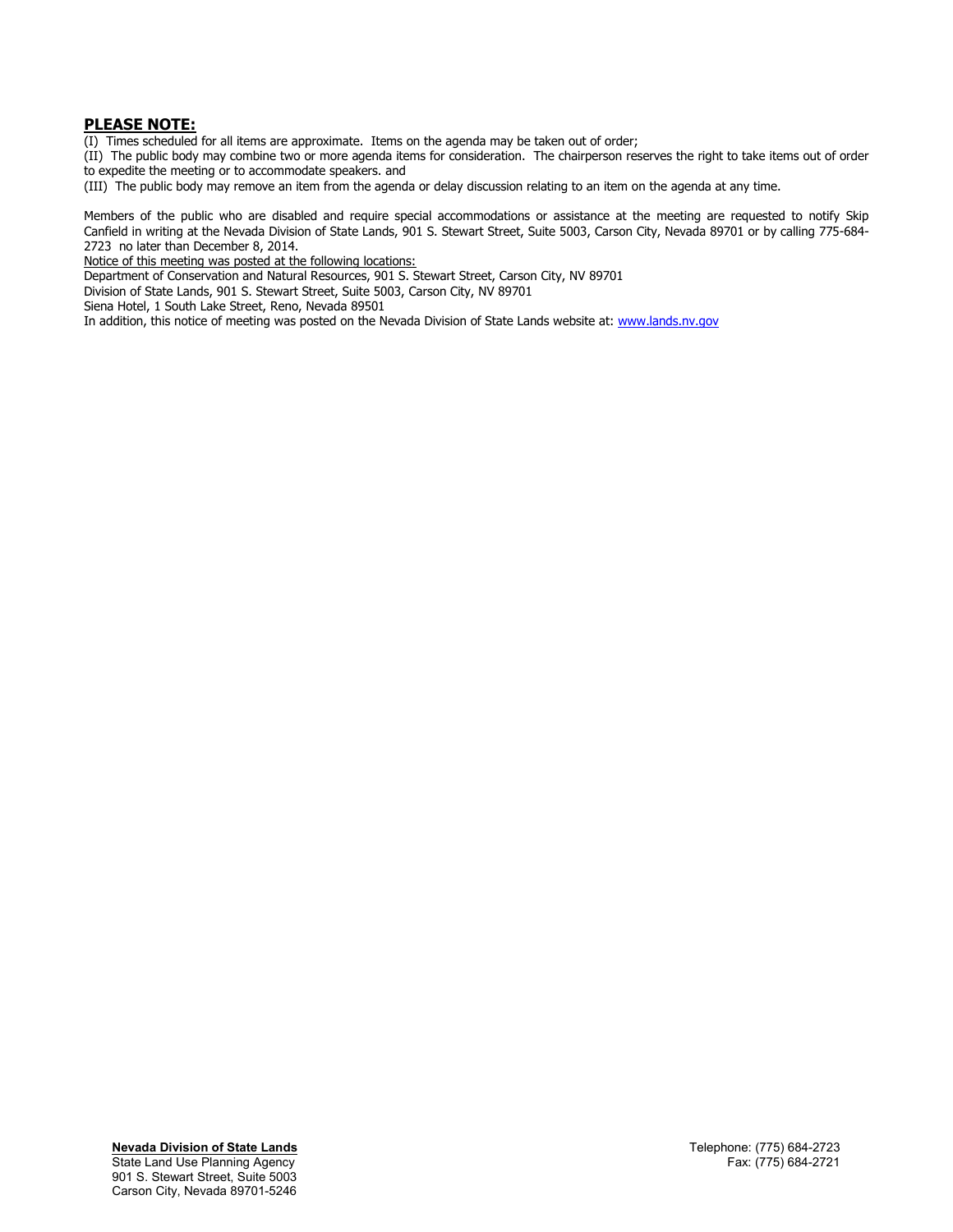**PLEASE NOTE:**

(I) Times scheduled for all items are approximate. Items on the agenda may be taken out of order;

(II) The public body may combine two or more agenda items for consideration. The chairperson reserves the right to take items out of order to expedite the meeting or to accommodate speakers. and

(III) The public body may remove an item from the agenda or delay discussion relating to an item on the agenda at any time.

Members of the public who are disabled and require special accommodations or assistance at the meeting are requested to notify Skip Canfield in writing at the Nevada Division of State Lands, 901 S. Stewart Street, Suite 5003, Carson City, Nevada 89701 or by calling 775-684-2723 no later than December 8, 2014.

Notice of this meeting was posted at the following locations:

Department of Conservation and Natural Resources, 901 S. Stewart Street, Carson City, NV 89701

Division of State Lands, 901 S. Stewart Street, Suite 5003, Carson City, NV 89701

Siena Hotel, 1 South Lake Street, Reno, Nevada 89501

In addition, this notice of meeting was posted on the Nevada Division of State Lands website at: www.lands.nv.gov

**Nevada Division of State Lands**
State Land Use Planning Agency
901 S. Stewart Street, Suite 5003
Carson City, Nevada 89701-5246

Telephone: (775) 684-2723
Fax: (775) 684-2721